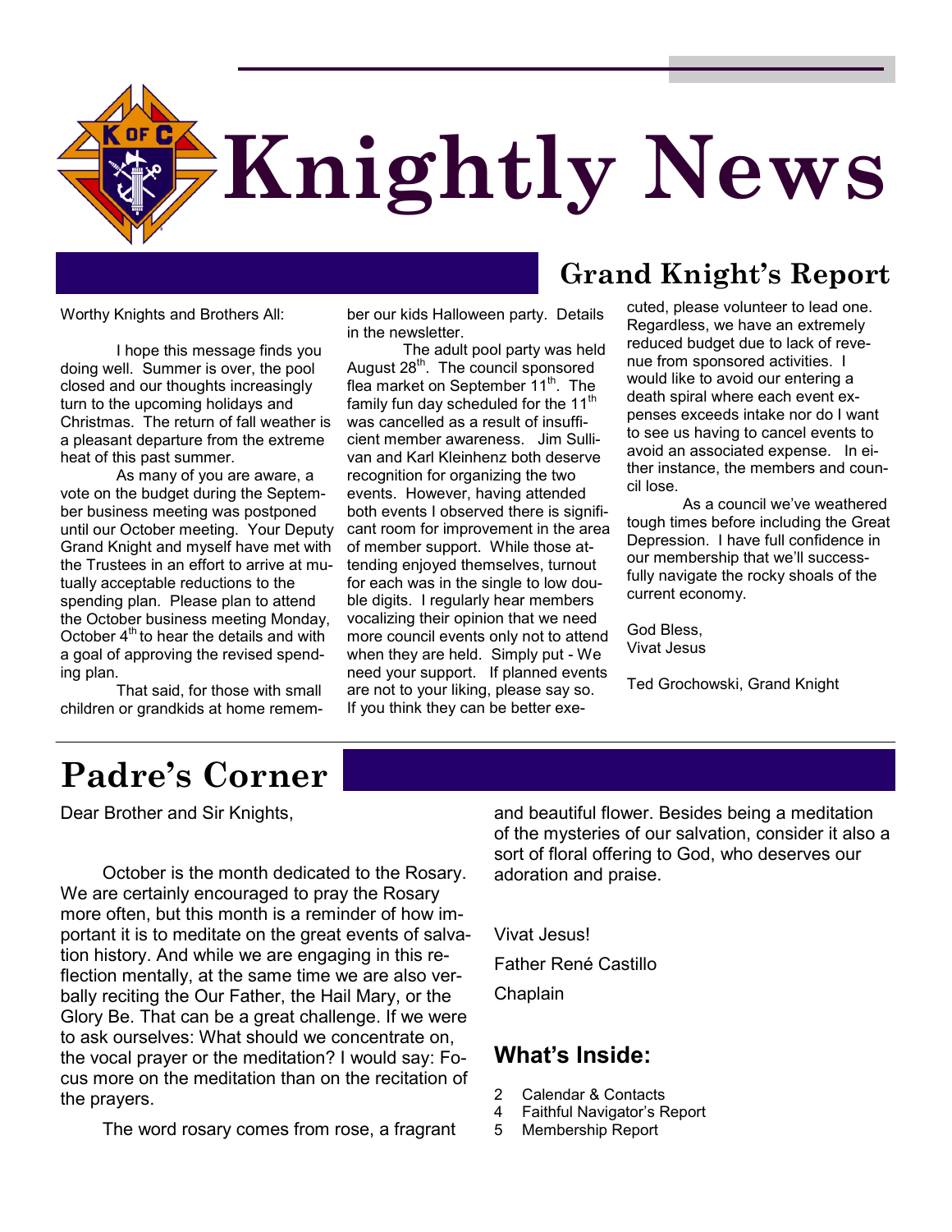# Knightly News

## Grand Knight's Report

Worthy Knights and Brothers All:

I hope this message finds you doing well. Summer is over, the pool closed and our thoughts increasingly turn to the upcoming holidays and Christmas. The return of fall weather is a pleasant departure from the extreme heat of this past summer.

As many of you are aware, a vote on the budget during the September business meeting was postponed until our October meeting. Your Deputy Grand Knight and myself have met with the Trustees in an effort to arrive at mutually acceptable reductions to the spending plan. Please plan to attend the October business meeting Monday, October 4th to hear the details and with a goal of approving the revised spending plan.

That said, for those with small children or grandkids at home remember our kids Halloween party. Details in the newsletter.

The adult pool party was held August 28th. The council sponsored flea market on September 11th. The family fun day scheduled for the 11th was cancelled as a result of insufficient member awareness. Jim Sullivan and Karl Kleinhenz both deserve recognition for organizing the two events. However, having attended both events I observed there is significant room for improvement in the area of member support. While those attending enjoyed themselves, turnout for each was in the single to low double digits. I regularly hear members vocalizing their opinion that we need more council events only not to attend when they are held. Simply put - We need your support. If planned events are not to your liking, please say so. If you think they can be better executed, please volunteer to lead one. Regardless, we have an extremely reduced budget due to lack of revenue from sponsored activities. I would like to avoid our entering a death spiral where each event expenses exceeds intake nor do I want to see us having to cancel events to avoid an associated expense. In either instance, the members and council lose.

As a council we've weathered tough times before including the Great Depression. I have full confidence in our membership that we'll successfully navigate the rocky shoals of the current economy.

God Bless,
Vivat Jesus

Ted Grochowski, Grand Knight

## Padre's Corner

Dear Brother and Sir Knights,

October is the month dedicated to the Rosary. We are certainly encouraged to pray the Rosary more often, but this month is a reminder of how important it is to meditate on the great events of salvation history. And while we are engaging in this reflection mentally, at the same time we are also verbally reciting the Our Father, the Hail Mary, or the Glory Be. That can be a great challenge. If we were to ask ourselves: What should we concentrate on, the vocal prayer or the meditation? I would say: Focus more on the meditation than on the recitation of the prayers.

The word rosary comes from rose, a fragrant and beautiful flower. Besides being a meditation of the mysteries of our salvation, consider it also a sort of floral offering to God, who deserves our adoration and praise.

Vivat Jesus!

Father René Castillo

Chaplain

### What's Inside:

- 2 Calendar & Contacts
- 4 Faithful Navigator's Report
- 5 Membership Report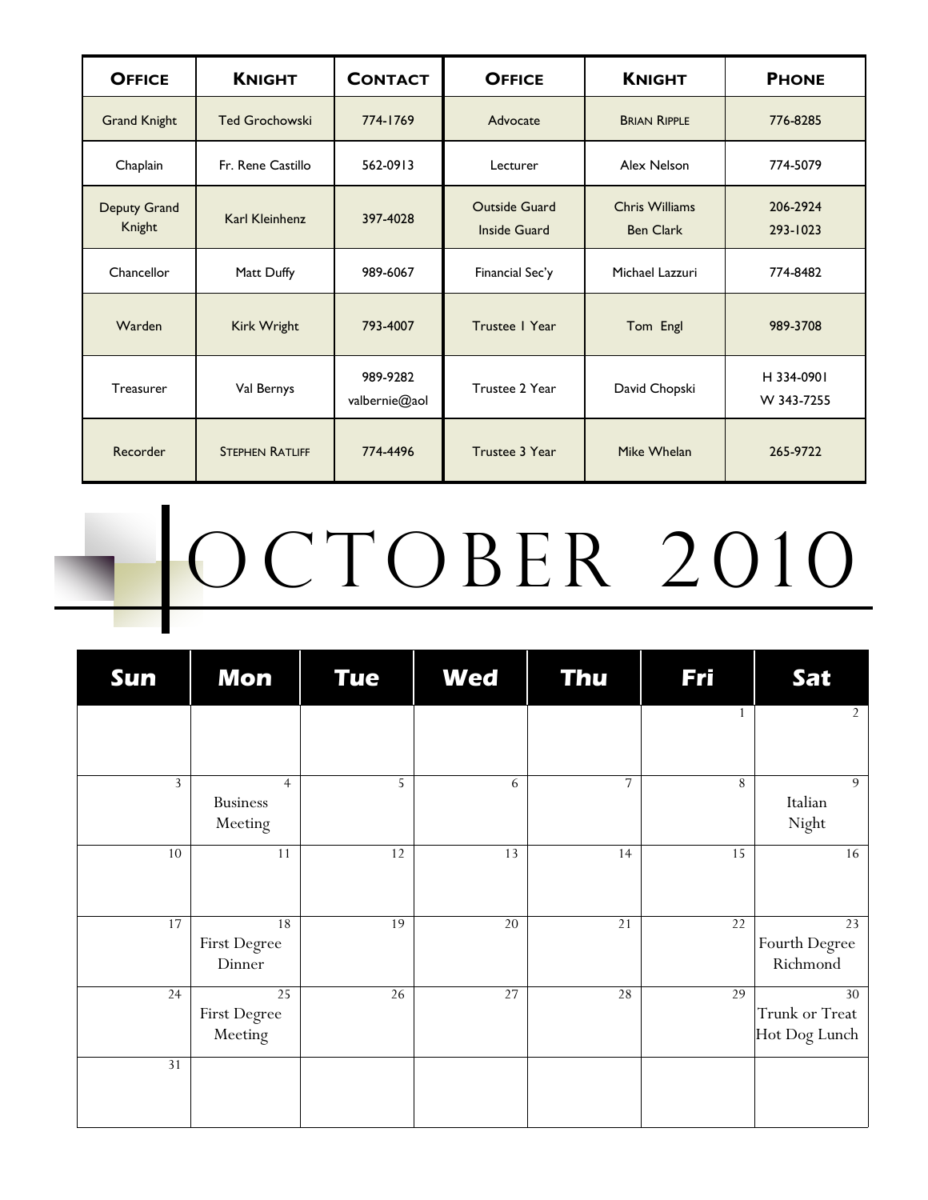| Office | Knight | Contact | Office | Knight | Phone |
|---|---|---|---|---|---|
| Grand Knight | Ted Grochowski | 774-1769 | Advocate | Brian Ripple | 776-8285 |
| Chaplain | Fr. Rene Castillo | 562-0913 | Lecturer | Alex Nelson | 774-5079 |
| Deputy Grand Knight | Karl Kleinhenz | 397-4028 | Outside Guard<br>Inside Guard | Chris Williams<br>Ben Clark | 206-2924<br>293-1023 |
| Chancellor | Matt Duffy | 989-6067 | Financial Sec'y | Michael Lazzuri | 774-8482 |
| Warden | Kirk Wright | 793-4007 | Trustee 1 Year | Tom Engl | 989-3708 |
| Treasurer | Val Bernys | 989-9282<br>valbernie@aol | Trustee 2 Year | David Chopski | H 334-0901<br>W 343-7255 |
| Recorder | Stephen Ratliff | 774-4496 | Trustee 3 Year | Mike Whelan | 265-9722 |

# OCTOBER 2010

| Sun | Mon | Tue | Wed | Thu | Fri | Sat |
|---|---|---|---|---|---|---|
| | | | | | 1 | 2 |
| 3 | 4<br>Business Meeting | 5 | 6 | 7 | 8 | 9<br>Italian Night |
| 10 | 11 | 12 | 13 | 14 | 15 | 16 |
| 17 | 18<br>First Degree Dinner | 19 | 20 | 21 | 22 | 23<br>Fourth Degree Richmond |
| 24 | 25<br>First Degree Meeting | 26 | 27 | 28 | 29 | 30<br>Trunk or Treat Hot Dog Lunch |
| 31 | | | | | | |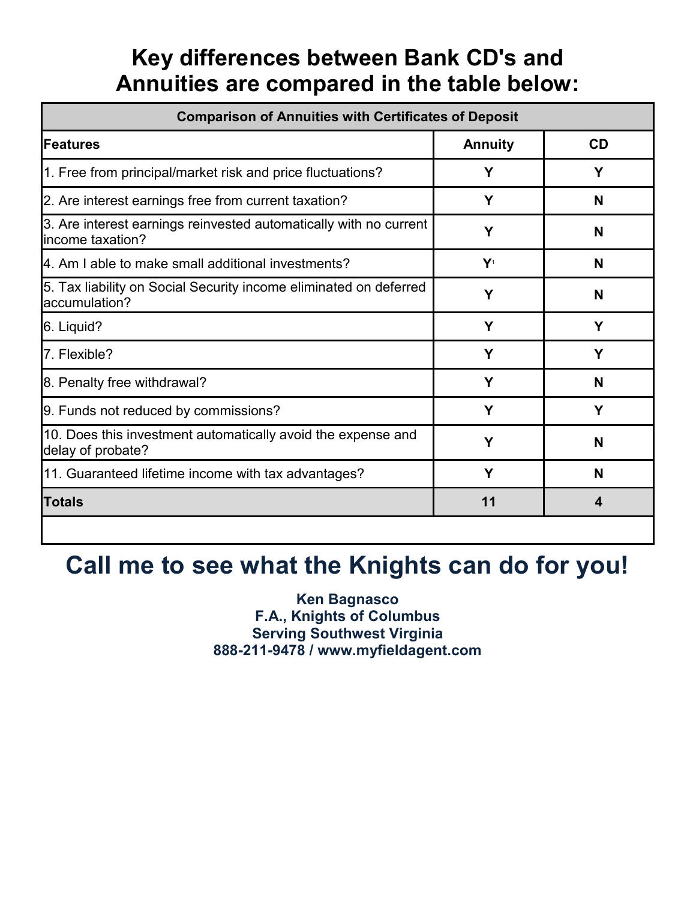# Key differences between Bank CD's and Annuities are compared in the table below:

| Comparison of Annuities with Certificates of Deposit | | |
|---|---|---|
| **Features** | **Annuity** | **CD** |
| 1. Free from principal/market risk and price fluctuations? | Y | Y |
| 2. Are interest earnings free from current taxation? | Y | N |
| 3. Are interest earnings reinvested automatically with no current income taxation? | Y | N |
| 4. Am I able to make small additional investments? | Y[1] | N |
| 5. Tax liability on Social Security income eliminated on deferred accumulation? | Y | N |
| 6. Liquid? | Y | Y |
| 7. Flexible? | Y | Y |
| 8. Penalty free withdrawal? | Y | N |
| 9. Funds not reduced by commissions? | Y | Y |
| 10. Does this investment automatically avoid the expense and delay of probate? | Y | N |
| 11. Guaranteed lifetime income with tax advantages? | Y | N |
| **Totals** | **11** | **4** |

## Call me to see what the Knights can do for you!

**Ken Bagnasco**
**F.A., Knights of Columbus**
**Serving Southwest Virginia**
**888-211-9478 / www.myfieldagent.com**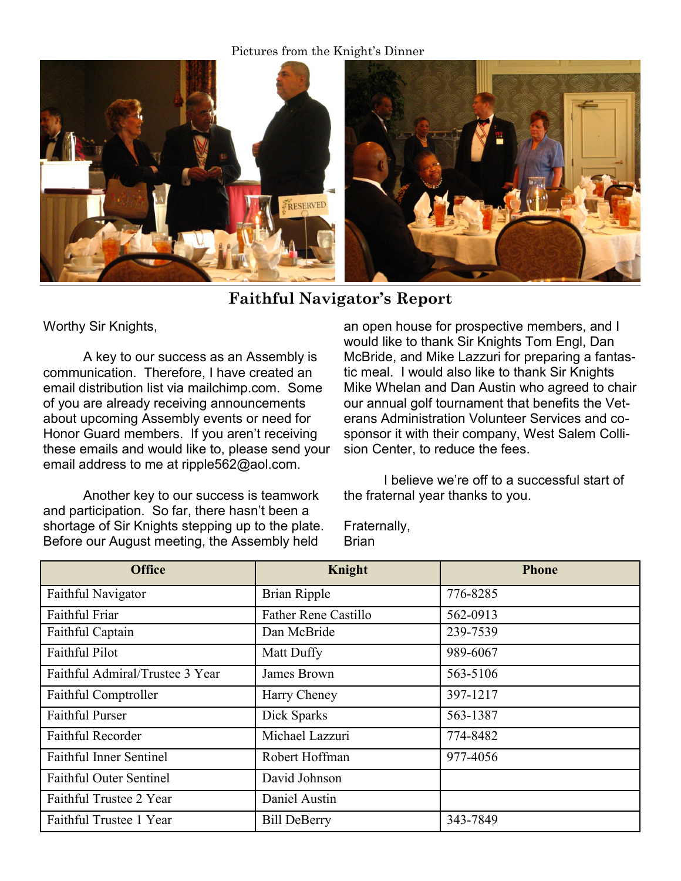Pictures from the Knight's Dinner

## Faithful Navigator's Report

Worthy Sir Knights,

A key to our success as an Assembly is communication. Therefore, I have created an email distribution list via mailchimp.com. Some of you are already receiving announcements about upcoming Assembly events or need for Honor Guard members. If you aren't receiving these emails and would like to, please send your email address to me at ripple562@aol.com.

Another key to our success is teamwork and participation. So far, there hasn't been a shortage of Sir Knights stepping up to the plate. Before our August meeting, the Assembly held an open house for prospective members, and I would like to thank Sir Knights Tom Engl, Dan McBride, and Mike Lazzuri for preparing a fantastic meal. I would also like to thank Sir Knights Mike Whelan and Dan Austin who agreed to chair our annual golf tournament that benefits the Veterans Administration Volunteer Services and co-sponsor it with their company, West Salem Collision Center, to reduce the fees.

I believe we're off to a successful start of the fraternal year thanks to you.

Fraternally,
Brian

| Office | Knight | Phone |
|---|---|---|
| Faithful Navigator | Brian Ripple | 776-8285 |
| Faithful Friar | Father Rene Castillo | 562-0913 |
| Faithful Captain | Dan McBride | 239-7539 |
| Faithful Pilot | Matt Duffy | 989-6067 |
| Faithful Admiral/Trustee 3 Year | James Brown | 563-5106 |
| Faithful Comptroller | Harry Cheney | 397-1217 |
| Faithful Purser | Dick Sparks | 563-1387 |
| Faithful Recorder | Michael Lazzuri | 774-8482 |
| Faithful Inner Sentinel | Robert Hoffman | 977-4056 |
| Faithful Outer Sentinel | David Johnson | |
| Faithful Trustee 2 Year | Daniel Austin | |
| Faithful Trustee 1 Year | Bill DeBerry | 343-7849 |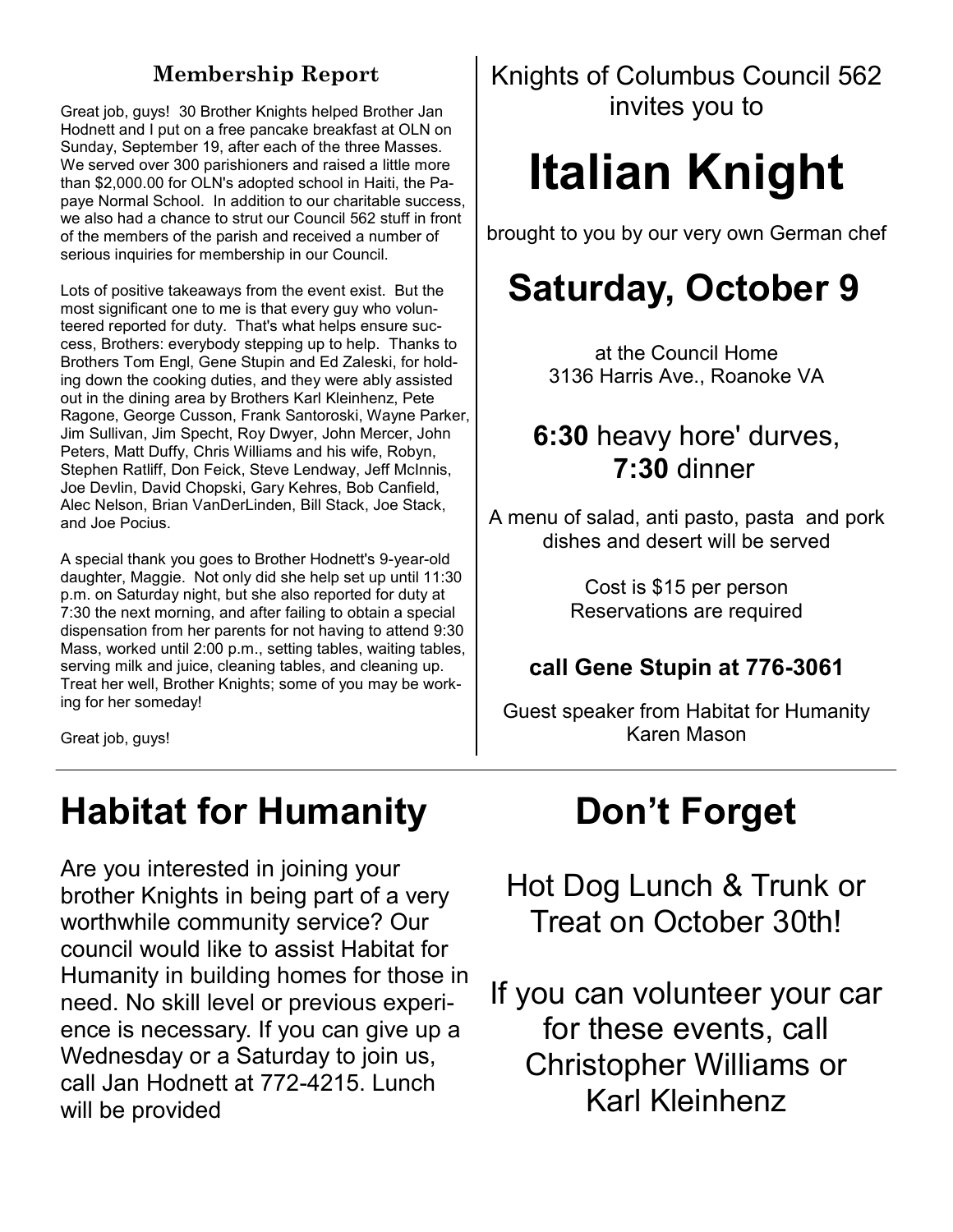### Membership Report

Great job, guys! 30 Brother Knights helped Brother Jan Hodnett and I put on a free pancake breakfast at OLN on Sunday, September 19, after each of the three Masses. We served over 300 parishioners and raised a little more than $2,000.00 for OLN's adopted school in Haiti, the Papaye Normal School. In addition to our charitable success, we also had a chance to strut our Council 562 stuff in front of the members of the parish and received a number of serious inquiries for membership in our Council.

Lots of positive takeaways from the event exist. But the most significant one to me is that every guy who volunteered reported for duty. That's what helps ensure success, Brothers: everybody stepping up to help. Thanks to Brothers Tom Engl, Gene Stupin and Ed Zaleski, for holding down the cooking duties, and they were ably assisted out in the dining area by Brothers Karl Kleinhenz, Pete Ragone, George Cusson, Frank Santoroski, Wayne Parker, Jim Sullivan, Jim Specht, Roy Dwyer, John Mercer, John Peters, Matt Duffy, Chris Williams and his wife, Robyn, Stephen Ratliff, Don Feick, Steve Lendway, Jeff McInnis, Joe Devlin, David Chopski, Gary Kehres, Bob Canfield, Alec Nelson, Brian VanDerLinden, Bill Stack, Joe Stack, and Joe Pocius.

A special thank you goes to Brother Hodnett's 9-year-old daughter, Maggie. Not only did she help set up until 11:30 p.m. on Saturday night, but she also reported for duty at 7:30 the next morning, and after failing to obtain a special dispensation from her parents for not having to attend 9:30 Mass, worked until 2:00 p.m., setting tables, waiting tables, serving milk and juice, cleaning tables, and cleaning up. Treat her well, Brother Knights; some of you may be working for her someday!

Great job, guys!

Knights of Columbus Council 562 invites you to

# Italian Knight

brought to you by our very own German chef

## Saturday, October 9

at the Council Home
3136 Harris Ave., Roanoke VA

**6:30** heavy hore' durves,
**7:30** dinner

A menu of salad, anti pasto, pasta and pork dishes and desert will be served

Cost is $15 per person
Reservations are required

**call Gene Stupin at 776-3061**

Guest speaker from Habitat for Humanity
Karen Mason

# Habitat for Humanity

Are you interested in joining your brother Knights in being part of a very worthwhile community service? Our council would like to assist Habitat for Humanity in building homes for those in need. No skill level or previous experience is necessary. If you can give up a Wednesday or a Saturday to join us, call Jan Hodnett at 772-4215. Lunch will be provided

# Don't Forget

Hot Dog Lunch & Trunk or Treat on October 30th!

If you can volunteer your car for these events, call Christopher Williams or Karl Kleinhenz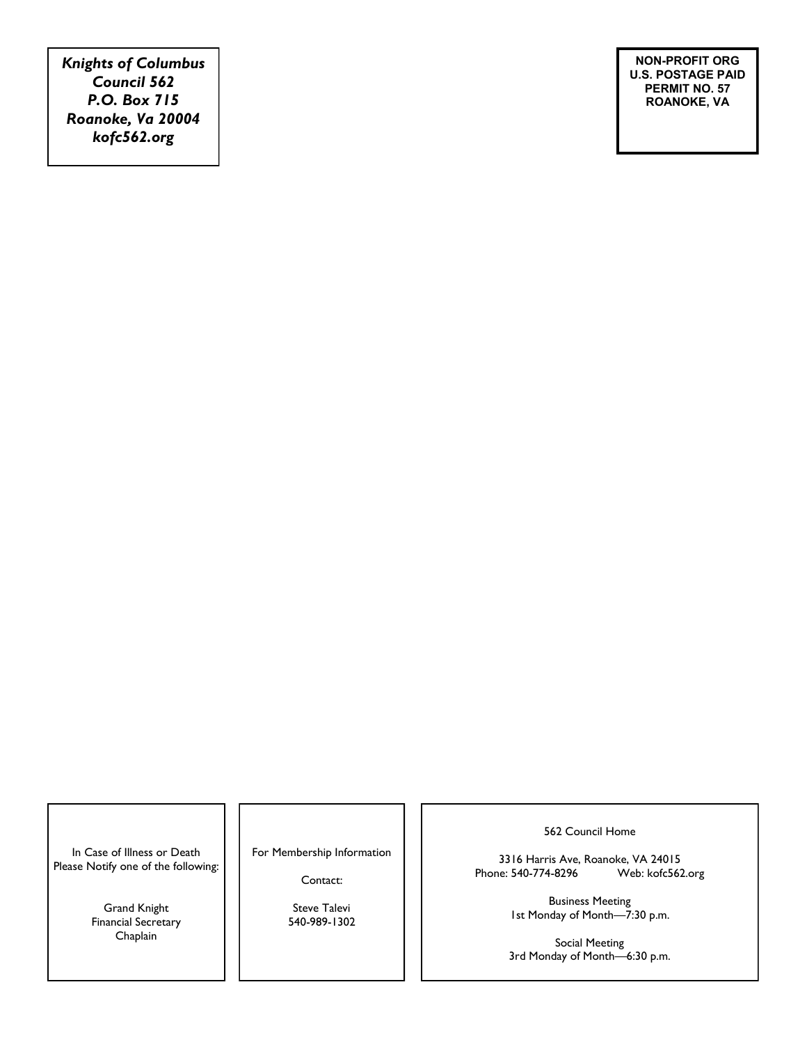***Knights of Columbus***
***Council 562***
***P.O. Box 715***
***Roanoke, Va 20004***
***kofc562.org***

**NON-PROFIT ORG**
**U.S. POSTAGE PAID**
**PERMIT NO. 57**
**ROANOKE, VA**

In Case of Illness or Death
Please Notify one of the following:

Grand Knight
Financial Secretary
Chaplain

For Membership Information

Contact:

Steve Talevi
540-989-1302

562 Council Home

3316 Harris Ave, Roanoke, VA 24015
Phone: 540-774-8296 Web: kofc562.org

Business Meeting
1st Monday of Month—7:30 p.m.

Social Meeting
3rd Monday of Month—6:30 p.m.